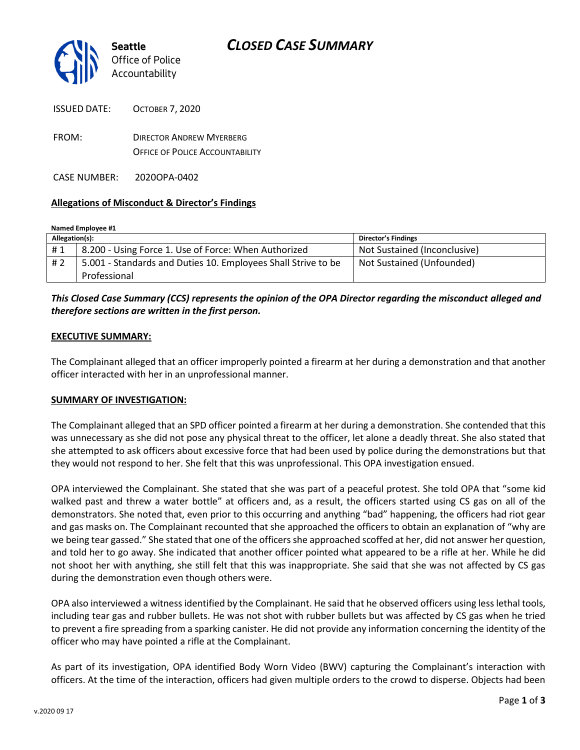Seattle
Office of Police
Accountability

# CLOSED CASE SUMMARY

ISSUED DATE: OCTOBER 7, 2020

FROM: DIRECTOR ANDREW MYERBERG
OFFICE OF POLICE ACCOUNTABILITY

CASE NUMBER: 2020OPA-0402

**Allegations of Misconduct & Director's Findings**

**Named Employee #1**

| Allegation(s): | | Director's Findings |
|---|---|---|
| # 1 | 8.200 - Using Force 1. Use of Force: When Authorized | Not Sustained (Inconclusive) |
| # 2 | 5.001 - Standards and Duties 10. Employees Shall Strive to be Professional | Not Sustained (Unfounded) |

***This Closed Case Summary (CCS) represents the opinion of the OPA Director regarding the misconduct alleged and therefore sections are written in the first person.***

**EXECUTIVE SUMMARY:**

The Complainant alleged that an officer improperly pointed a firearm at her during a demonstration and that another officer interacted with her in an unprofessional manner.

**SUMMARY OF INVESTIGATION:**

The Complainant alleged that an SPD officer pointed a firearm at her during a demonstration. She contended that this was unnecessary as she did not pose any physical threat to the officer, let alone a deadly threat. She also stated that she attempted to ask officers about excessive force that had been used by police during the demonstrations but that they would not respond to her. She felt that this was unprofessional. This OPA investigation ensued.

OPA interviewed the Complainant. She stated that she was part of a peaceful protest. She told OPA that "some kid walked past and threw a water bottle" at officers and, as a result, the officers started using CS gas on all of the demonstrators. She noted that, even prior to this occurring and anything "bad" happening, the officers had riot gear and gas masks on. The Complainant recounted that she approached the officers to obtain an explanation of "why are we being tear gassed." She stated that one of the officers she approached scoffed at her, did not answer her question, and told her to go away. She indicated that another officer pointed what appeared to be a rifle at her. While he did not shoot her with anything, she still felt that this was inappropriate. She said that she was not affected by CS gas during the demonstration even though others were.

OPA also interviewed a witness identified by the Complainant. He said that he observed officers using less lethal tools, including tear gas and rubber bullets. He was not shot with rubber bullets but was affected by CS gas when he tried to prevent a fire spreading from a sparking canister. He did not provide any information concerning the identity of the officer who may have pointed a rifle at the Complainant.

As part of its investigation, OPA identified Body Worn Video (BWV) capturing the Complainant's interaction with officers. At the time of the interaction, officers had given multiple orders to the crowd to disperse. Objects had been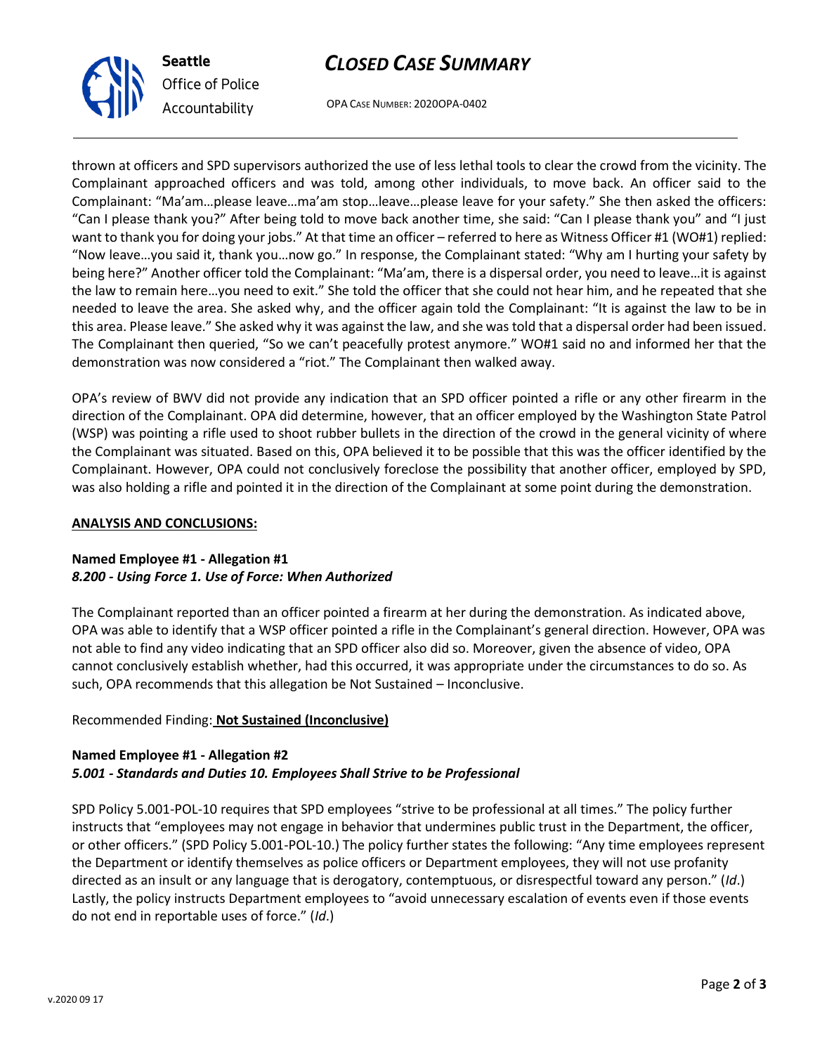thrown at officers and SPD supervisors authorized the use of less lethal tools to clear the crowd from the vicinity. The Complainant approached officers and was told, among other individuals, to move back. An officer said to the Complainant: "Ma'am…please leave…ma'am stop…leave…please leave for your safety." She then asked the officers: "Can I please thank you?" After being told to move back another time, she said: "Can I please thank you" and "I just want to thank you for doing your jobs." At that time an officer – referred to here as Witness Officer #1 (WO#1) replied: "Now leave…you said it, thank you…now go." In response, the Complainant stated: "Why am I hurting your safety by being here?" Another officer told the Complainant: "Ma'am, there is a dispersal order, you need to leave…it is against the law to remain here…you need to exit." She told the officer that she could not hear him, and he repeated that she needed to leave the area. She asked why, and the officer again told the Complainant: "It is against the law to be in this area. Please leave." She asked why it was against the law, and she was told that a dispersal order had been issued. The Complainant then queried, "So we can't peacefully protest anymore." WO#1 said no and informed her that the demonstration was now considered a "riot." The Complainant then walked away.

OPA's review of BWV did not provide any indication that an SPD officer pointed a rifle or any other firearm in the direction of the Complainant. OPA did determine, however, that an officer employed by the Washington State Patrol (WSP) was pointing a rifle used to shoot rubber bullets in the direction of the crowd in the general vicinity of where the Complainant was situated. Based on this, OPA believed it to be possible that this was the officer identified by the Complainant. However, OPA could not conclusively foreclose the possibility that another officer, employed by SPD, was also holding a rifle and pointed it in the direction of the Complainant at some point during the demonstration.

**ANALYSIS AND CONCLUSIONS:**

**Named Employee #1 - Allegation #1**
***8.200 - Using Force 1. Use of Force: When Authorized***

The Complainant reported than an officer pointed a firearm at her during the demonstration. As indicated above, OPA was able to identify that a WSP officer pointed a rifle in the Complainant's general direction. However, OPA was not able to find any video indicating that an SPD officer also did so. Moreover, given the absence of video, OPA cannot conclusively establish whether, had this occurred, it was appropriate under the circumstances to do so. As such, OPA recommends that this allegation be Not Sustained – Inconclusive.

Recommended Finding: **Not Sustained (Inconclusive)**

**Named Employee #1 - Allegation #2**
***5.001 - Standards and Duties 10. Employees Shall Strive to be Professional***

SPD Policy 5.001-POL-10 requires that SPD employees "strive to be professional at all times." The policy further instructs that "employees may not engage in behavior that undermines public trust in the Department, the officer, or other officers." (SPD Policy 5.001-POL-10.) The policy further states the following: "Any time employees represent the Department or identify themselves as police officers or Department employees, they will not use profanity directed as an insult or any language that is derogatory, contemptuous, or disrespectful toward any person." (*Id*.) Lastly, the policy instructs Department employees to "avoid unnecessary escalation of events even if those events do not end in reportable uses of force." (*Id*.)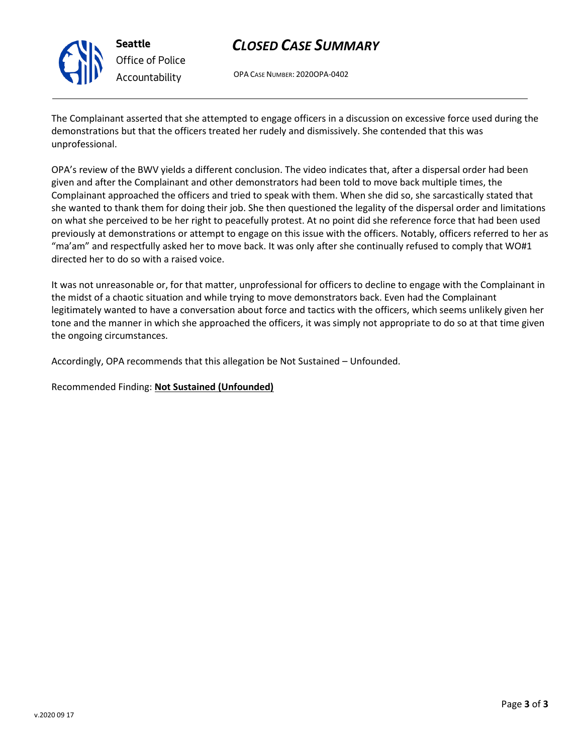The Complainant asserted that she attempted to engage officers in a discussion on excessive force used during the demonstrations but that the officers treated her rudely and dismissively. She contended that this was unprofessional.

OPA's review of the BWV yields a different conclusion. The video indicates that, after a dispersal order had been given and after the Complainant and other demonstrators had been told to move back multiple times, the Complainant approached the officers and tried to speak with them. When she did so, she sarcastically stated that she wanted to thank them for doing their job. She then questioned the legality of the dispersal order and limitations on what she perceived to be her right to peacefully protest. At no point did she reference force that had been used previously at demonstrations or attempt to engage on this issue with the officers. Notably, officers referred to her as "ma'am" and respectfully asked her to move back. It was only after she continually refused to comply that WO#1 directed her to do so with a raised voice.

It was not unreasonable or, for that matter, unprofessional for officers to decline to engage with the Complainant in the midst of a chaotic situation and while trying to move demonstrators back. Even had the Complainant legitimately wanted to have a conversation about force and tactics with the officers, which seems unlikely given her tone and the manner in which she approached the officers, it was simply not appropriate to do so at that time given the ongoing circumstances.

Accordingly, OPA recommends that this allegation be Not Sustained – Unfounded.

Recommended Finding: **Not Sustained (Unfounded)**